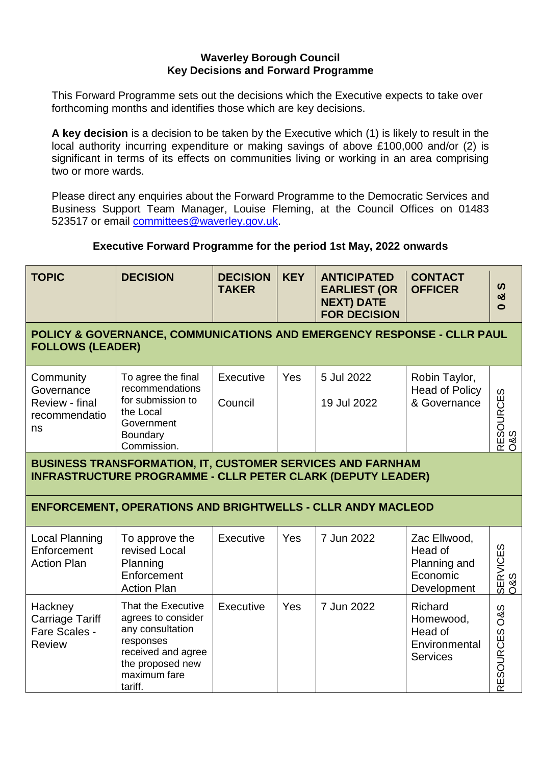**Waverley Borough Council**
**Key Decisions and Forward Programme**

This Forward Programme sets out the decisions which the Executive expects to take over forthcoming months and identifies those which are key decisions.

**A key decision** is a decision to be taken by the Executive which (1) is likely to result in the local authority incurring expenditure or making savings of above £100,000 and/or (2) is significant in terms of its effects on communities living or working in an area comprising two or more wards.

Please direct any enquiries about the Forward Programme to the Democratic Services and Business Support Team Manager, Louise Fleming, at the Council Offices on 01483 523517 or email committees@waverley.gov.uk.

**Executive Forward Programme for the period 1st May, 2022 onwards**

| TOPIC | DECISION | DECISION TAKER | KEY | ANTICIPATED EARLIEST (OR NEXT) DATE FOR DECISION | CONTACT OFFICER | O & S |
|---|---|---|---|---|---|---|
| **POLICY & GOVERNANCE, COMMUNICATIONS AND EMERGENCY RESPONSE - CLLR PAUL FOLLOWS (LEADER)** | | | | | | |
| Community Governance Review - final recommendations | To agree the final recommendations for submission to the Local Government Boundary Commission. | Executive<br>Council | Yes | 5 Jul 2022<br>19 Jul 2022 | Robin Taylor, Head of Policy & Governance | RESOURCES O&S |
| **BUSINESS TRANSFORMATION, IT, CUSTOMER SERVICES AND FARNHAM INFRASTRUCTURE PROGRAMME - CLLR PETER CLARK (DEPUTY LEADER)** | | | | | | |
| **ENFORCEMENT, OPERATIONS AND BRIGHTWELLS - CLLR ANDY MACLEOD** | | | | | | |
| Local Planning Enforcement Action Plan | To approve the revised Local Planning Enforcement Action Plan | Executive | Yes | 7 Jun 2022 | Zac Ellwood, Head of Planning and Economic Development | SERVICES O&S |
| Hackney Carriage Tariff Fare Scales - Review | That the Executive agrees to consider any consultation responses received and agree the proposed new maximum fare tariff. | Executive | Yes | 7 Jun 2022 | Richard Homewood, Head of Environmental Services | RESOURCES O&S |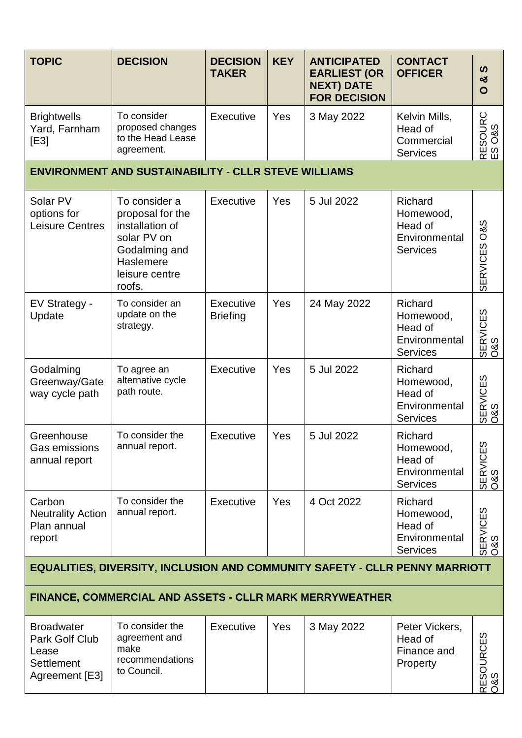| TOPIC | DECISION | DECISION TAKER | KEY | ANTICIPATED EARLIEST (OR NEXT) DATE FOR DECISION | CONTACT OFFICER | O & S |
|---|---|---|---|---|---|---|
| Brightwells Yard, Farnham [E3] | To consider proposed changes to the Head Lease agreement. | Executive | Yes | 3 May 2022 | Kelvin Mills, Head of Commercial Services | RESOURCES O&S |
| **ENVIRONMENT AND SUSTAINABILITY - CLLR STEVE WILLIAMS** | | | | | | |
| Solar PV options for Leisure Centres | To consider a proposal for the installation of solar PV on Godalming and Haslemere leisure centre roofs. | Executive | Yes | 5 Jul 2022 | Richard Homewood, Head of Environmental Services | SERVICES O&S |
| EV Strategy - Update | To consider an update on the strategy. | Executive Briefing | Yes | 24 May 2022 | Richard Homewood, Head of Environmental Services | SERVICES O&S |
| Godalming Greenway/Gateway cycle path | To agree an alternative cycle path route. | Executive | Yes | 5 Jul 2022 | Richard Homewood, Head of Environmental Services | SERVICES O&S |
| Greenhouse Gas emissions annual report | To consider the annual report. | Executive | Yes | 5 Jul 2022 | Richard Homewood, Head of Environmental Services | SERVICES O&S |
| Carbon Neutrality Action Plan annual report | To consider the annual report. | Executive | Yes | 4 Oct 2022 | Richard Homewood, Head of Environmental Services | SERVICES O&S |
| **EQUALITIES, DIVERSITY, INCLUSION AND COMMUNITY SAFETY - CLLR PENNY MARRIOTT** | | | | | | |
| **FINANCE, COMMERCIAL AND ASSETS - CLLR MARK MERRYWEATHER** | | | | | | |
| Broadwater Park Golf Club Lease Settlement Agreement [E3] | To consider the agreement and make recommendations to Council. | Executive | Yes | 3 May 2022 | Peter Vickers, Head of Finance and Property | RESOURCES O&S |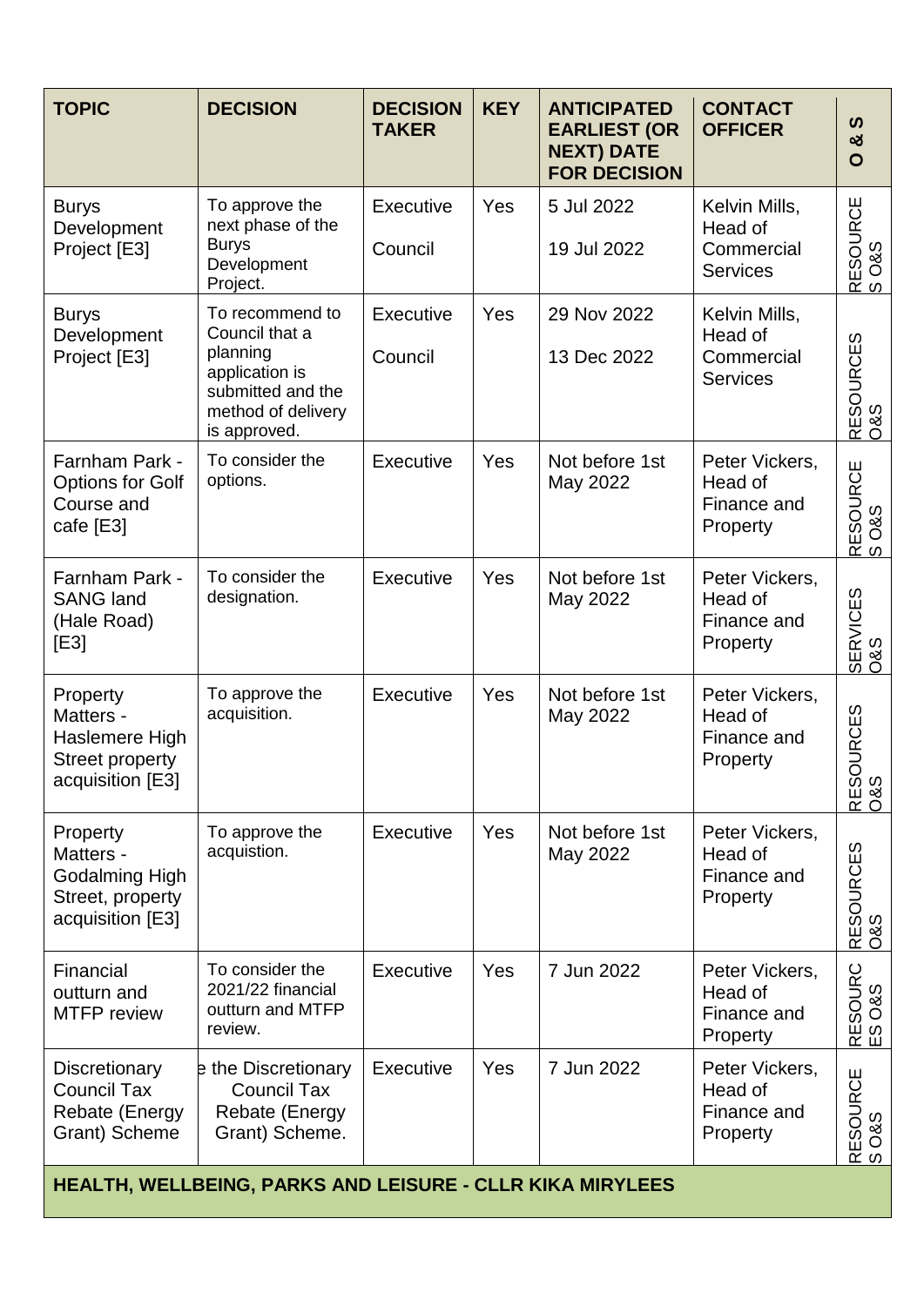| TOPIC | DECISION | DECISION TAKER | KEY | ANTICIPATED EARLIEST (OR NEXT) DATE FOR DECISION | CONTACT OFFICER | O & S |
|---|---|---|---|---|---|---|
| Burys Development Project [E3] | To approve the next phase of the Burys Development Project. | Executive<br><br>Council | Yes | 5 Jul 2022<br><br>19 Jul 2022 | Kelvin Mills, Head of Commercial Services | RESOURCES O&S |
| Burys Development Project [E3] | To recommend to Council that a planning application is submitted and the method of delivery is approved. | Executive<br><br>Council | Yes | 29 Nov 2022<br><br>13 Dec 2022 | Kelvin Mills, Head of Commercial Services | RESOURCES O&S |
| Farnham Park - Options for Golf Course and cafe [E3] | To consider the options. | Executive | Yes | Not before 1st May 2022 | Peter Vickers, Head of Finance and Property | RESOURCES O&S |
| Farnham Park - SANG land (Hale Road) [E3] | To consider the designation. | Executive | Yes | Not before 1st May 2022 | Peter Vickers, Head of Finance and Property | SERVICES O&S |
| Property Matters - Haslemere High Street property acquisition [E3] | To approve the acquisition. | Executive | Yes | Not before 1st May 2022 | Peter Vickers, Head of Finance and Property | RESOURCES O&S |
| Property Matters - Godalming High Street, property acquisition [E3] | To approve the acquistion. | Executive | Yes | Not before 1st May 2022 | Peter Vickers, Head of Finance and Property | RESOURCES O&S |
| Financial outturn and MTFP review | To consider the 2021/22 financial outturn and MTFP review. | Executive | Yes | 7 Jun 2022 | Peter Vickers, Head of Finance and Property | RESOURCES O&S |
| Discretionary Council Tax Rebate (Energy Grant) Scheme | e the Discretionary Council Tax Rebate (Energy Grant) Scheme. | Executive | Yes | 7 Jun 2022 | Peter Vickers, Head of Finance and Property | RESOURCES O&S |
| **HEALTH, WELLBEING, PARKS AND LEISURE - CLLR KIKA MIRYLEES** | | | | | | |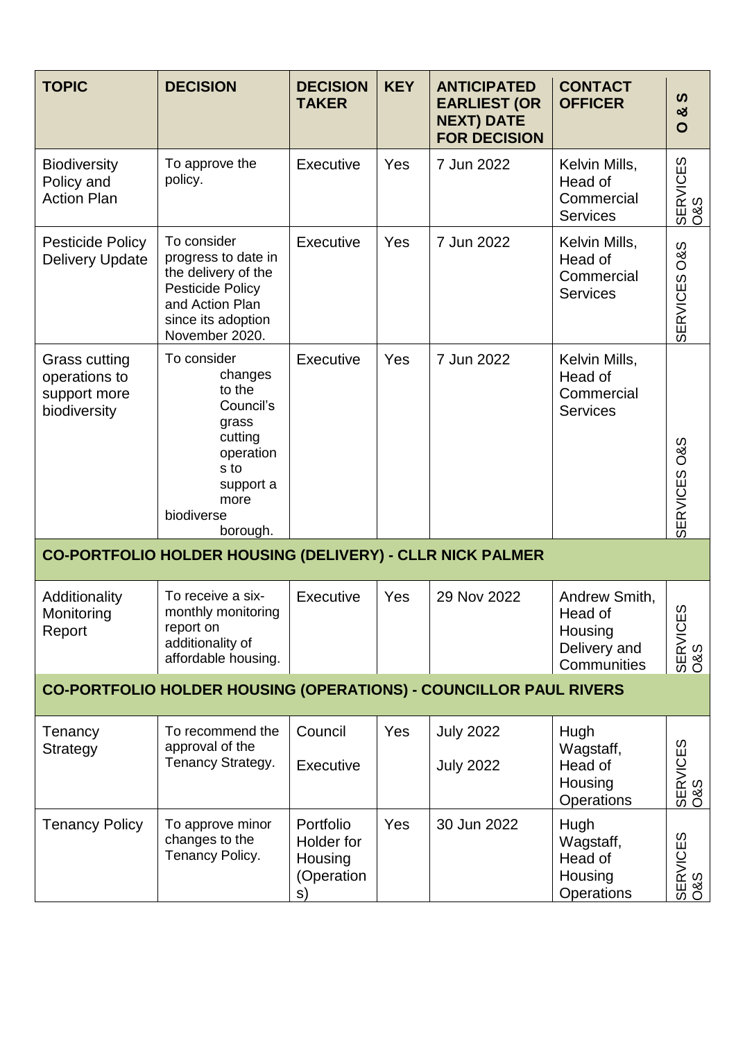| TOPIC | DECISION | DECISION TAKER | KEY | ANTICIPATED EARLIEST (OR NEXT) DATE FOR DECISION | CONTACT OFFICER | O & S |
|---|---|---|---|---|---|---|
| Biodiversity Policy and Action Plan | To approve the policy. | Executive | Yes | 7 Jun 2022 | Kelvin Mills, Head of Commercial Services | SERVICES O&S |
| Pesticide Policy Delivery Update | To consider progress to date in the delivery of the Pesticide Policy and Action Plan since its adoption November 2020. | Executive | Yes | 7 Jun 2022 | Kelvin Mills, Head of Commercial Services | SERVICES O&S |
| Grass cutting operations to support more biodiversity | To consider changes to the Council's grass cutting operations to support a more biodiverse borough. | Executive | Yes | 7 Jun 2022 | Kelvin Mills, Head of Commercial Services | SERVICES O&S |
| **CO-PORTFOLIO HOLDER HOUSING (DELIVERY) - CLLR NICK PALMER** | | | | | | |
| Additionality Monitoring Report | To receive a six-monthly monitoring report on additionality of affordable housing. | Executive | Yes | 29 Nov 2022 | Andrew Smith, Head of Housing Delivery and Communities | SERVICES O&S |
| **CO-PORTFOLIO HOLDER HOUSING (OPERATIONS) - COUNCILLOR PAUL RIVERS** | | | | | | |
| Tenancy Strategy | To recommend the approval of the Tenancy Strategy. | Council<br><br>Executive | Yes | July 2022<br><br>July 2022 | Hugh Wagstaff, Head of Housing Operations | SERVICES O&S |
| Tenancy Policy | To approve minor changes to the Tenancy Policy. | Portfolio Holder for Housing (Operations) | Yes | 30 Jun 2022 | Hugh Wagstaff, Head of Housing Operations | SERVICES O&S |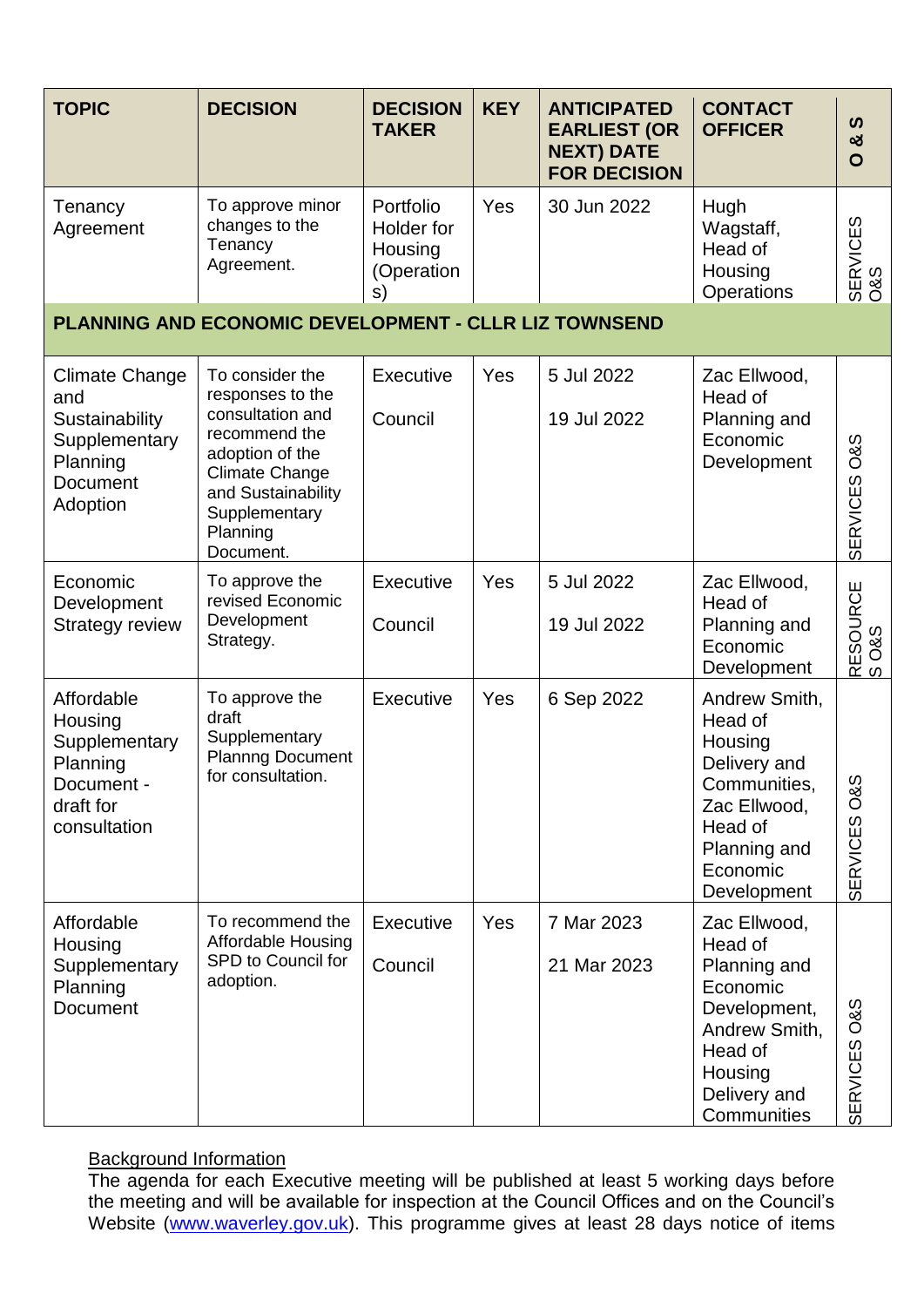| TOPIC | DECISION | DECISION TAKER | KEY | ANTICIPATED EARLIEST (OR NEXT) DATE FOR DECISION | CONTACT OFFICER | O & S |
|---|---|---|---|---|---|---|
| Tenancy Agreement | To approve minor changes to the Tenancy Agreement. | Portfolio Holder for Housing (Operations) | Yes | 30 Jun 2022 | Hugh Wagstaff, Head of Housing Operations | SERVICES O&S |
| **PLANNING AND ECONOMIC DEVELOPMENT - CLLR LIZ TOWNSEND** | | | | | | |
| Climate Change and Sustainability Supplementary Planning Document Adoption | To consider the responses to the consultation and recommend the adoption of the Climate Change and Sustainability Supplementary Planning Document. | Executive<br><br>Council | Yes | 5 Jul 2022<br><br>19 Jul 2022 | Zac Ellwood, Head of Planning and Economic Development | SERVICES O&S |
| Economic Development Strategy review | To approve the revised Economic Development Strategy. | Executive<br><br>Council | Yes | 5 Jul 2022<br><br>19 Jul 2022 | Zac Ellwood, Head of Planning and Economic Development | RESOURCES O&S |
| Affordable Housing Supplementary Planning Document - draft for consultation | To approve the draft Supplementary Plannng Document for consultation. | Executive | Yes | 6 Sep 2022 | Andrew Smith, Head of Housing Delivery and Communities, Zac Ellwood, Head of Planning and Economic Development | SERVICES O&S |
| Affordable Housing Supplementary Planning Document | To recommend the Affordable Housing SPD to Council for adoption. | Executive<br><br>Council | Yes | 7 Mar 2023<br><br>21 Mar 2023 | Zac Ellwood, Head of Planning and Economic Development, Andrew Smith, Head of Housing Delivery and Communities | SERVICES O&S |

Background Information

The agenda for each Executive meeting will be published at least 5 working days before the meeting and will be available for inspection at the Council Offices and on the Council's Website (www.waverley.gov.uk). This programme gives at least 28 days notice of items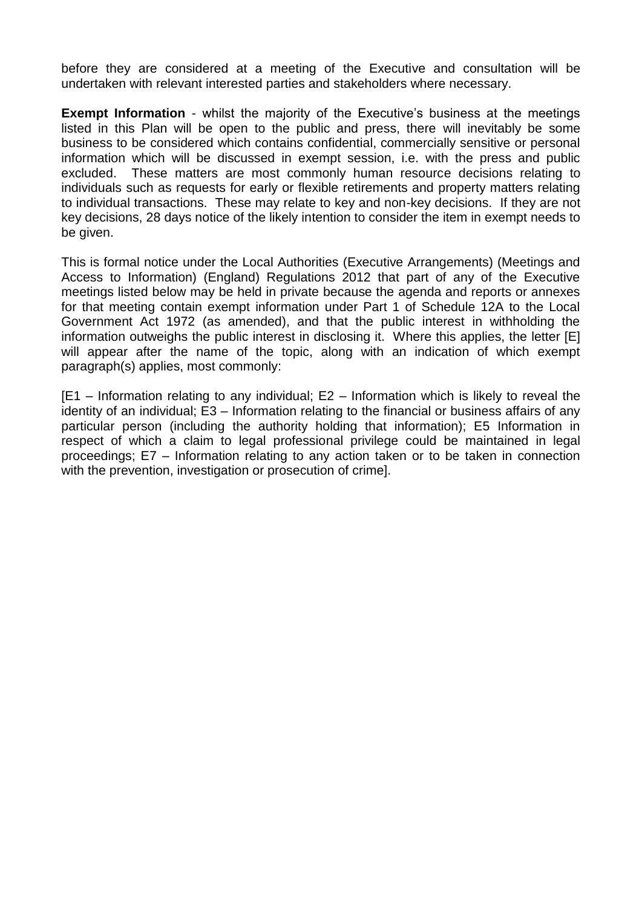before they are considered at a meeting of the Executive and consultation will be undertaken with relevant interested parties and stakeholders where necessary.

**Exempt Information** - whilst the majority of the Executive's business at the meetings listed in this Plan will be open to the public and press, there will inevitably be some business to be considered which contains confidential, commercially sensitive or personal information which will be discussed in exempt session, i.e. with the press and public excluded. These matters are most commonly human resource decisions relating to individuals such as requests for early or flexible retirements and property matters relating to individual transactions. These may relate to key and non-key decisions. If they are not key decisions, 28 days notice of the likely intention to consider the item in exempt needs to be given.

This is formal notice under the Local Authorities (Executive Arrangements) (Meetings and Access to Information) (England) Regulations 2012 that part of any of the Executive meetings listed below may be held in private because the agenda and reports or annexes for that meeting contain exempt information under Part 1 of Schedule 12A to the Local Government Act 1972 (as amended), and that the public interest in withholding the information outweighs the public interest in disclosing it. Where this applies, the letter [E] will appear after the name of the topic, along with an indication of which exempt paragraph(s) applies, most commonly:

[E1 – Information relating to any individual; E2 – Information which is likely to reveal the identity of an individual; E3 – Information relating to the financial or business affairs of any particular person (including the authority holding that information); E5 Information in respect of which a claim to legal professional privilege could be maintained in legal proceedings; E7 – Information relating to any action taken or to be taken in connection with the prevention, investigation or prosecution of crime].